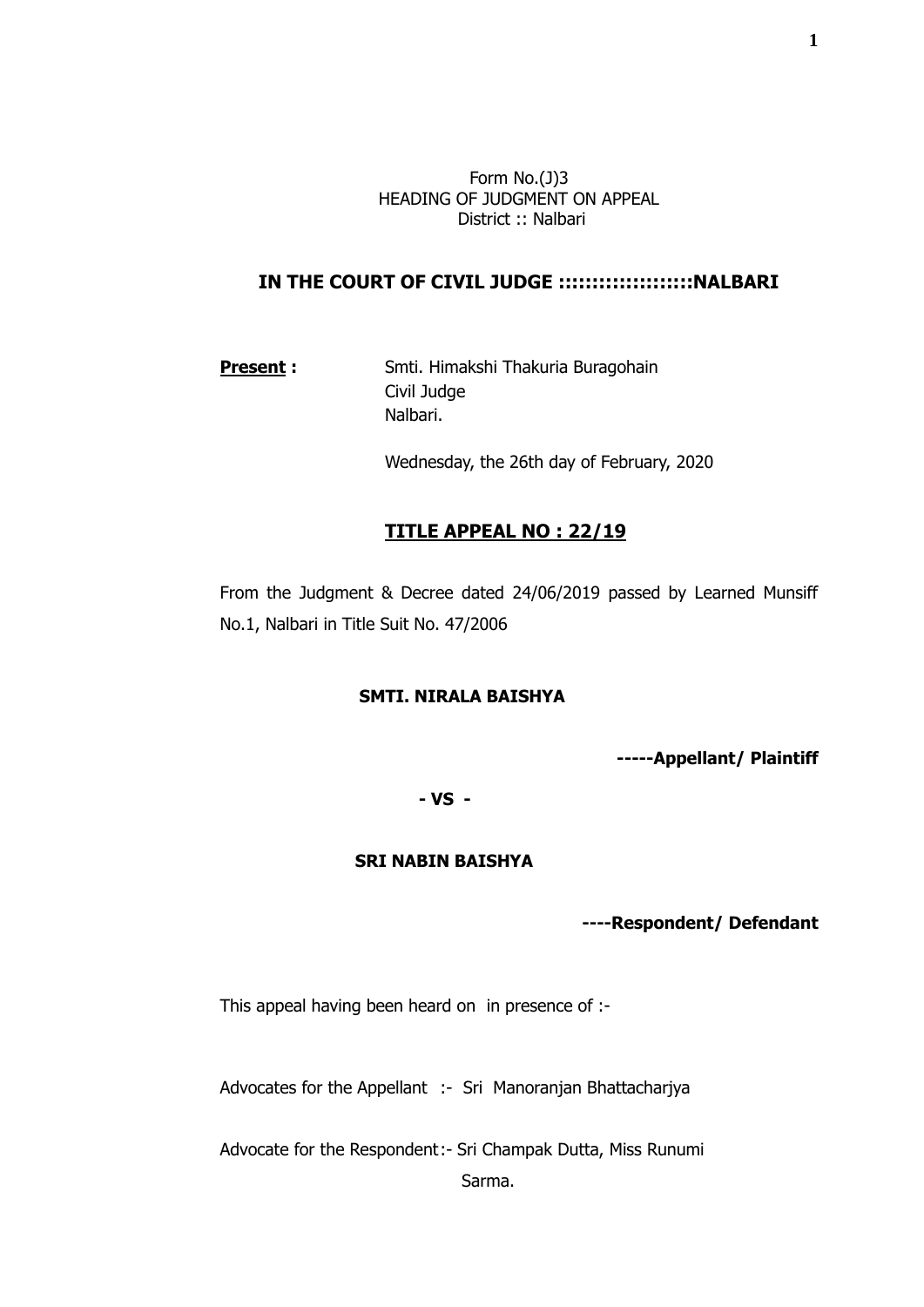Form No.(J)3
HEADING OF JUDGMENT ON APPEAL
District :: Nalbari

## IN THE COURT OF CIVIL JUDGE ::::::::::::::::::NALBARI

**Present :** Smti. Himakshi Thakuria Buragohain
Civil Judge
Nalbari.

Wednesday, the 26th day of February, 2020

## TITLE APPEAL NO : 22/19

From the Judgment & Decree dated 24/06/2019 passed by Learned Munsiff No.1, Nalbari in Title Suit No. 47/2006

**SMTI. NIRALA BAISHYA**

**-----Appellant/ Plaintiff**

**- VS -**

**SRI NABIN BAISHYA**

**----Respondent/ Defendant**

This appeal having been heard on in presence of :-

Advocates for the Appellant :- Sri Manoranjan Bhattacharjya

Advocate for the Respondent :- Sri Champak Dutta, Miss Runumi Sarma.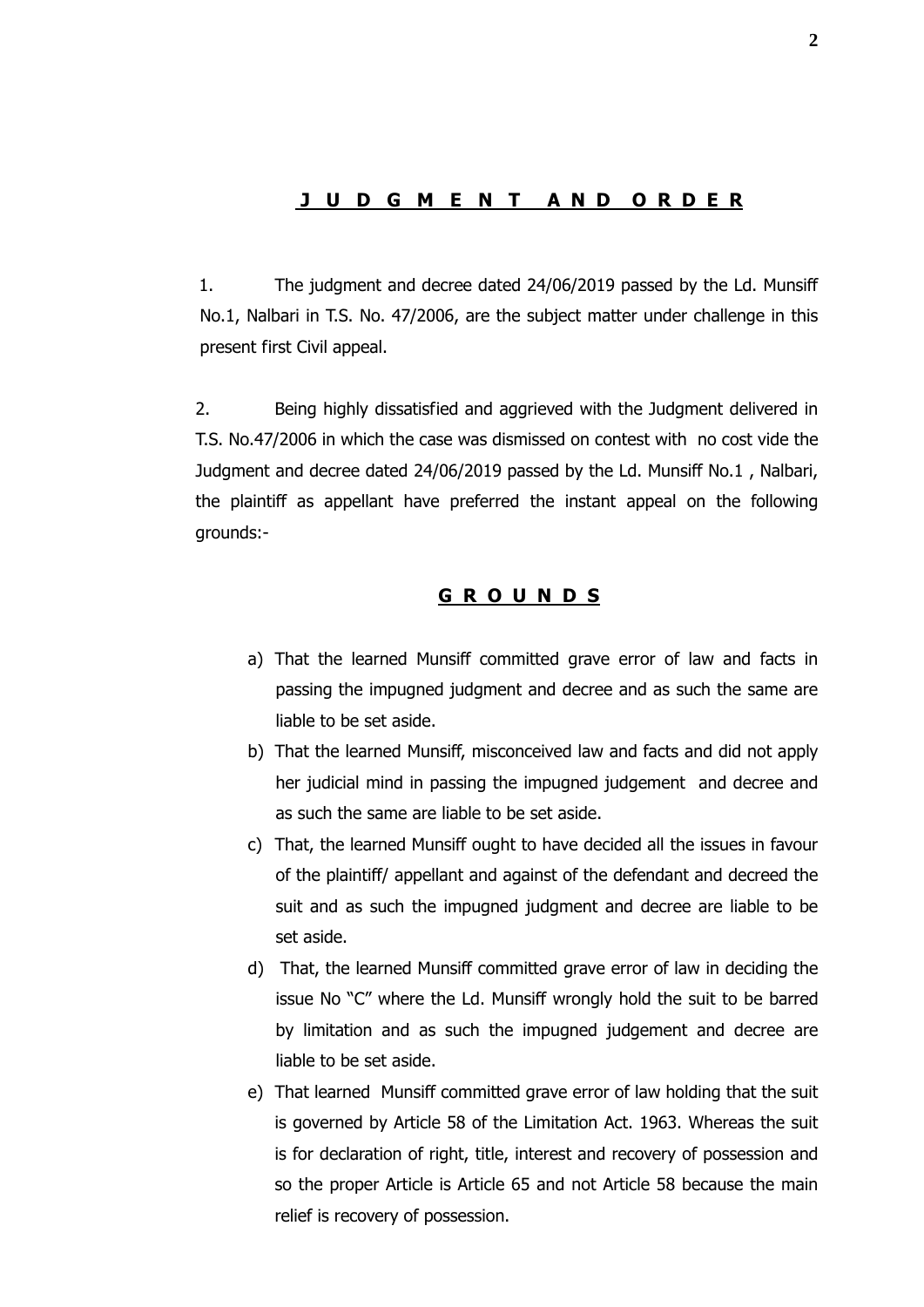## J U D G M E N T A N D O R D E R

1. The judgment and decree dated 24/06/2019 passed by the Ld. Munsiff No.1, Nalbari in T.S. No. 47/2006, are the subject matter under challenge in this present first Civil appeal.

2. Being highly dissatisfied and aggrieved with the Judgment delivered in T.S. No.47/2006 in which the case was dismissed on contest with no cost vide the Judgment and decree dated 24/06/2019 passed by the Ld. Munsiff No.1 , Nalbari, the plaintiff as appellant have preferred the instant appeal on the following grounds:-

## G R O U N D S

a) That the learned Munsiff committed grave error of law and facts in passing the impugned judgment and decree and as such the same are liable to be set aside.

b) That the learned Munsiff, misconceived law and facts and did not apply her judicial mind in passing the impugned judgement and decree and as such the same are liable to be set aside.

c) That, the learned Munsiff ought to have decided all the issues in favour of the plaintiff/ appellant and against of the defendant and decreed the suit and as such the impugned judgment and decree are liable to be set aside.

d) That, the learned Munsiff committed grave error of law in deciding the issue No "C" where the Ld. Munsiff wrongly hold the suit to be barred by limitation and as such the impugned judgement and decree are liable to be set aside.

e) That learned Munsiff committed grave error of law holding that the suit is governed by Article 58 of the Limitation Act. 1963. Whereas the suit is for declaration of right, title, interest and recovery of possession and so the proper Article is Article 65 and not Article 58 because the main relief is recovery of possession.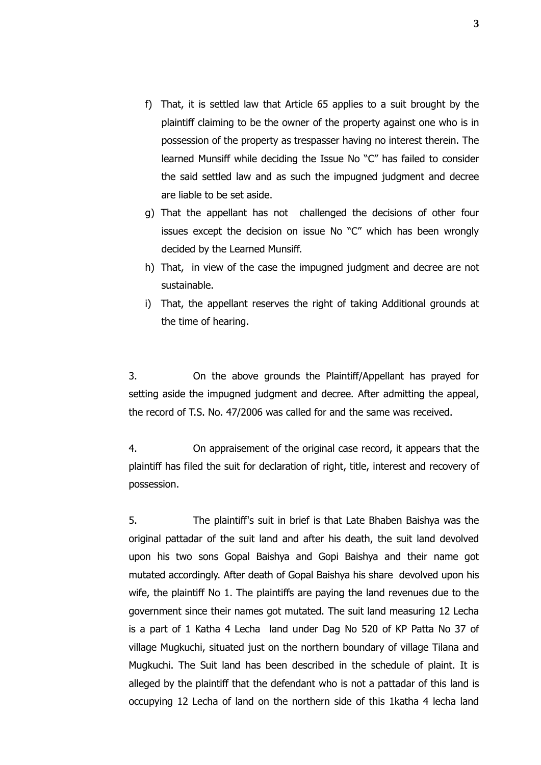f) That, it is settled law that Article 65 applies to a suit brought by the plaintiff claiming to be the owner of the property against one who is in possession of the property as trespasser having no interest therein. The learned Munsiff while deciding the Issue No "C" has failed to consider the said settled law and as such the impugned judgment and decree are liable to be set aside.

g) That the appellant has not challenged the decisions of other four issues except the decision on issue No "C" which has been wrongly decided by the Learned Munsiff.

h) That, in view of the case the impugned judgment and decree are not sustainable.

i) That, the appellant reserves the right of taking Additional grounds at the time of hearing.

3. On the above grounds the Plaintiff/Appellant has prayed for setting aside the impugned judgment and decree. After admitting the appeal, the record of T.S. No. 47/2006 was called for and the same was received.

4. On appraisement of the original case record, it appears that the plaintiff has filed the suit for declaration of right, title, interest and recovery of possession.

5. The plaintiff's suit in brief is that Late Bhaben Baishya was the original pattadar of the suit land and after his death, the suit land devolved upon his two sons Gopal Baishya and Gopi Baishya and their name got mutated accordingly. After death of Gopal Baishya his share devolved upon his wife, the plaintiff No 1. The plaintiffs are paying the land revenues due to the government since their names got mutated. The suit land measuring 12 Lecha is a part of 1 Katha 4 Lecha land under Dag No 520 of KP Patta No 37 of village Mugkuchi, situated just on the northern boundary of village Tilana and Mugkuchi. The Suit land has been described in the schedule of plaint. It is alleged by the plaintiff that the defendant who is not a pattadar of this land is occupying 12 Lecha of land on the northern side of this 1katha 4 lecha land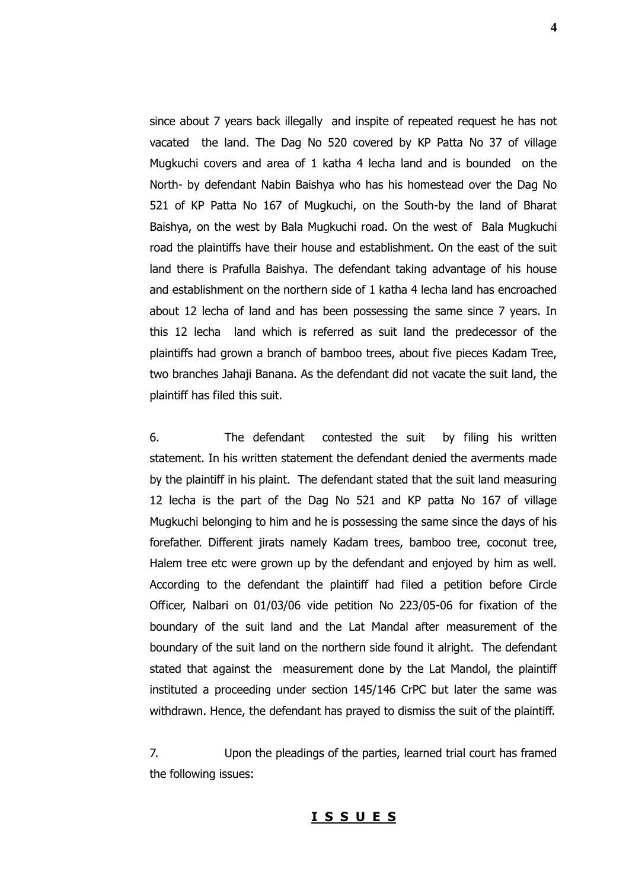since about 7 years back illegally and inspite of repeated request he has not vacated the land. The Dag No 520 covered by KP Patta No 37 of village Mugkuchi covers and area of 1 katha 4 lecha land and is bounded on the North- by defendant Nabin Baishya who has his homestead over the Dag No 521 of KP Patta No 167 of Mugkuchi, on the South-by the land of Bharat Baishya, on the west by Bala Mugkuchi road. On the west of Bala Mugkuchi road the plaintiffs have their house and establishment. On the east of the suit land there is Prafulla Baishya. The defendant taking advantage of his house and establishment on the northern side of 1 katha 4 lecha land has encroached about 12 lecha of land and has been possessing the same since 7 years. In this 12 lecha land which is referred as suit land the predecessor of the plaintiffs had grown a branch of bamboo trees, about five pieces Kadam Tree, two branches Jahaji Banana. As the defendant did not vacate the suit land, the plaintiff has filed this suit.

6. The defendant contested the suit by filing his written statement. In his written statement the defendant denied the averments made by the plaintiff in his plaint. The defendant stated that the suit land measuring 12 lecha is the part of the Dag No 521 and KP patta No 167 of village Mugkuchi belonging to him and he is possessing the same since the days of his forefather. Different jirats namely Kadam trees, bamboo tree, coconut tree, Halem tree etc were grown up by the defendant and enjoyed by him as well. According to the defendant the plaintiff had filed a petition before Circle Officer, Nalbari on 01/03/06 vide petition No 223/05-06 for fixation of the boundary of the suit land and the Lat Mandal after measurement of the boundary of the suit land on the northern side found it alright. The defendant stated that against the measurement done by the Lat Mandol, the plaintiff instituted a proceeding under section 145/146 CrPC but later the same was withdrawn. Hence, the defendant has prayed to dismiss the suit of the plaintiff.

7. Upon the pleadings of the parties, learned trial court has framed the following issues:

**I S S U E S**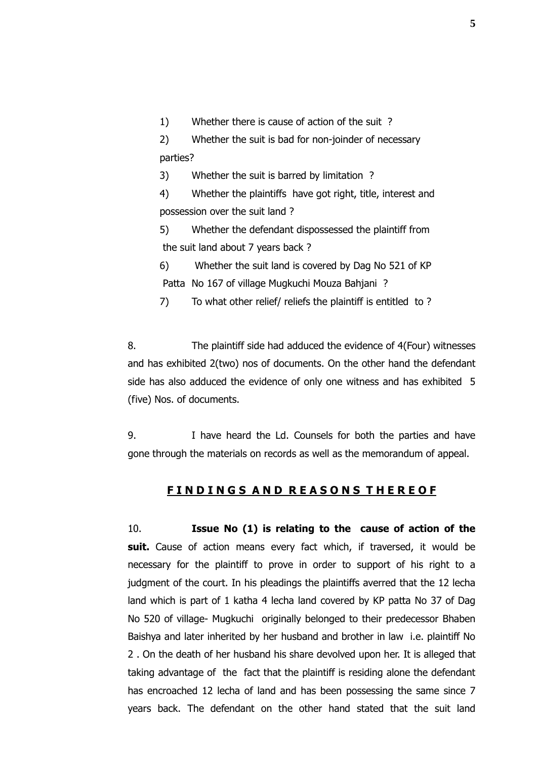1) Whether there is cause of action of the suit ?

2) Whether the suit is bad for non-joinder of necessary parties?

3) Whether the suit is barred by limitation ?

4) Whether the plaintiffs have got right, title, interest and possession over the suit land ?

5) Whether the defendant dispossessed the plaintiff from the suit land about 7 years back ?

6) Whether the suit land is covered by Dag No 521 of KP Patta No 167 of village Mugkuchi Mouza Bahjani ?

7) To what other relief/ reliefs the plaintiff is entitled to ?

8. The plaintiff side had adduced the evidence of 4(Four) witnesses and has exhibited 2(two) nos of documents. On the other hand the defendant side has also adduced the evidence of only one witness and has exhibited 5 (five) Nos. of documents.

9. I have heard the Ld. Counsels for both the parties and have gone through the materials on records as well as the memorandum of appeal.

## FINDINGS AND REASONS THEREOF

10. **Issue No (1) is relating to the cause of action of the suit.** Cause of action means every fact which, if traversed, it would be necessary for the plaintiff to prove in order to support of his right to a judgment of the court. In his pleadings the plaintiffs averred that the 12 lecha land which is part of 1 katha 4 lecha land covered by KP patta No 37 of Dag No 520 of village- Mugkuchi originally belonged to their predecessor Bhaben Baishya and later inherited by her husband and brother in law i.e. plaintiff No 2 . On the death of her husband his share devolved upon her. It is alleged that taking advantage of the fact that the plaintiff is residing alone the defendant has encroached 12 lecha of land and has been possessing the same since 7 years back. The defendant on the other hand stated that the suit land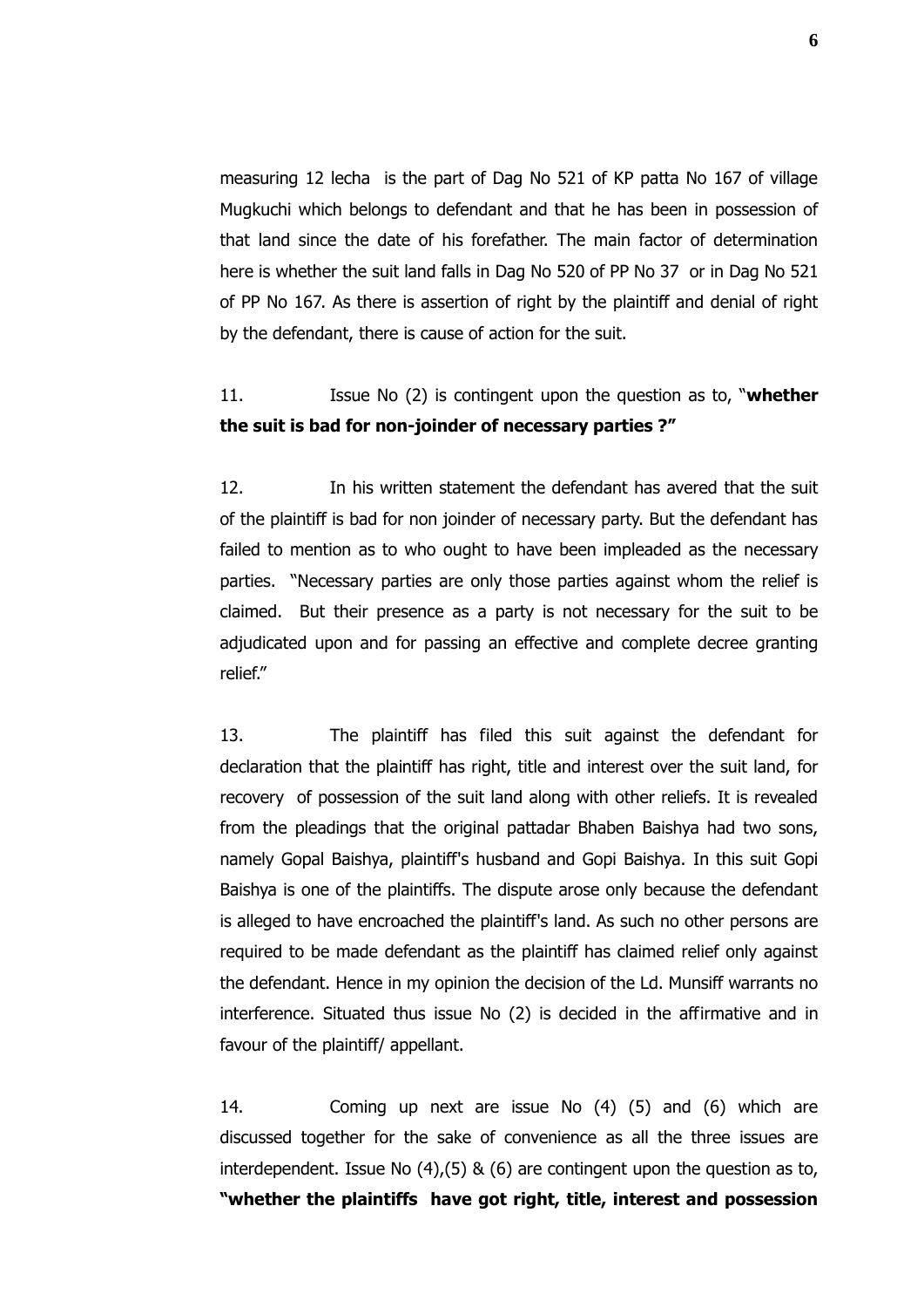measuring 12 lecha is the part of Dag No 521 of KP patta No 167 of village Mugkuchi which belongs to defendant and that he has been in possession of that land since the date of his forefather. The main factor of determination here is whether the suit land falls in Dag No 520 of PP No 37 or in Dag No 521 of PP No 167. As there is assertion of right by the plaintiff and denial of right by the defendant, there is cause of action for the suit.

11. Issue No (2) is contingent upon the question as to, "**whether the suit is bad for non-joinder of necessary parties ?"**

12. In his written statement the defendant has avered that the suit of the plaintiff is bad for non joinder of necessary party. But the defendant has failed to mention as to who ought to have been impleaded as the necessary parties. "Necessary parties are only those parties against whom the relief is claimed. But their presence as a party is not necessary for the suit to be adjudicated upon and for passing an effective and complete decree granting relief."

13. The plaintiff has filed this suit against the defendant for declaration that the plaintiff has right, title and interest over the suit land, for recovery of possession of the suit land along with other reliefs. It is revealed from the pleadings that the original pattadar Bhaben Baishya had two sons, namely Gopal Baishya, plaintiff's husband and Gopi Baishya. In this suit Gopi Baishya is one of the plaintiffs. The dispute arose only because the defendant is alleged to have encroached the plaintiff's land. As such no other persons are required to be made defendant as the plaintiff has claimed relief only against the defendant. Hence in my opinion the decision of the Ld. Munsiff warrants no interference. Situated thus issue No (2) is decided in the affirmative and in favour of the plaintiff/ appellant.

14. Coming up next are issue No (4) (5) and (6) which are discussed together for the sake of convenience as all the three issues are interdependent. Issue No (4),(5) & (6) are contingent upon the question as to, **"whether the plaintiffs have got right, title, interest and possession**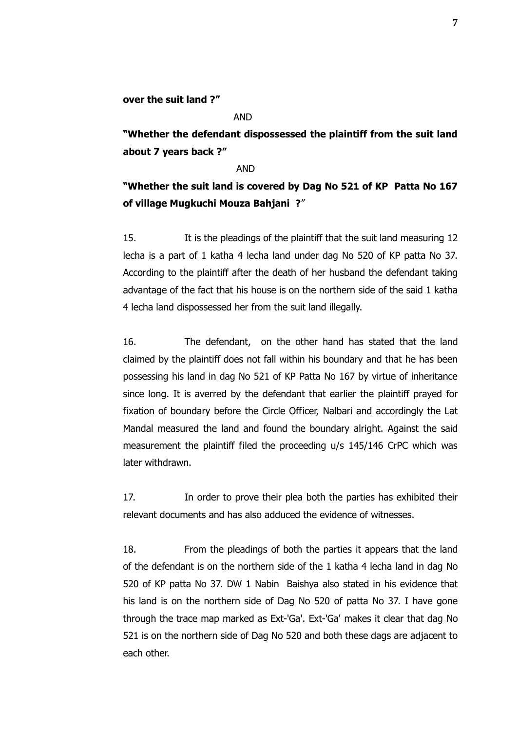**over the suit land ?"**

AND

**"Whether the defendant dispossessed the plaintiff from the suit land about 7 years back ?"**

AND

**"Whether the suit land is covered by Dag No 521 of KP Patta No 167 of village Mugkuchi Mouza Bahjani ?**"

15. It is the pleadings of the plaintiff that the suit land measuring 12 lecha is a part of 1 katha 4 lecha land under dag No 520 of KP patta No 37. According to the plaintiff after the death of her husband the defendant taking advantage of the fact that his house is on the northern side of the said 1 katha 4 lecha land dispossessed her from the suit land illegally.

16. The defendant, on the other hand has stated that the land claimed by the plaintiff does not fall within his boundary and that he has been possessing his land in dag No 521 of KP Patta No 167 by virtue of inheritance since long. It is averred by the defendant that earlier the plaintiff prayed for fixation of boundary before the Circle Officer, Nalbari and accordingly the Lat Mandal measured the land and found the boundary alright. Against the said measurement the plaintiff filed the proceeding u/s 145/146 CrPC which was later withdrawn.

17. In order to prove their plea both the parties has exhibited their relevant documents and has also adduced the evidence of witnesses.

18. From the pleadings of both the parties it appears that the land of the defendant is on the northern side of the 1 katha 4 lecha land in dag No 520 of KP patta No 37. DW 1 Nabin Baishya also stated in his evidence that his land is on the northern side of Dag No 520 of patta No 37. I have gone through the trace map marked as Ext-'Ga'. Ext-'Ga' makes it clear that dag No 521 is on the northern side of Dag No 520 and both these dags are adjacent to each other.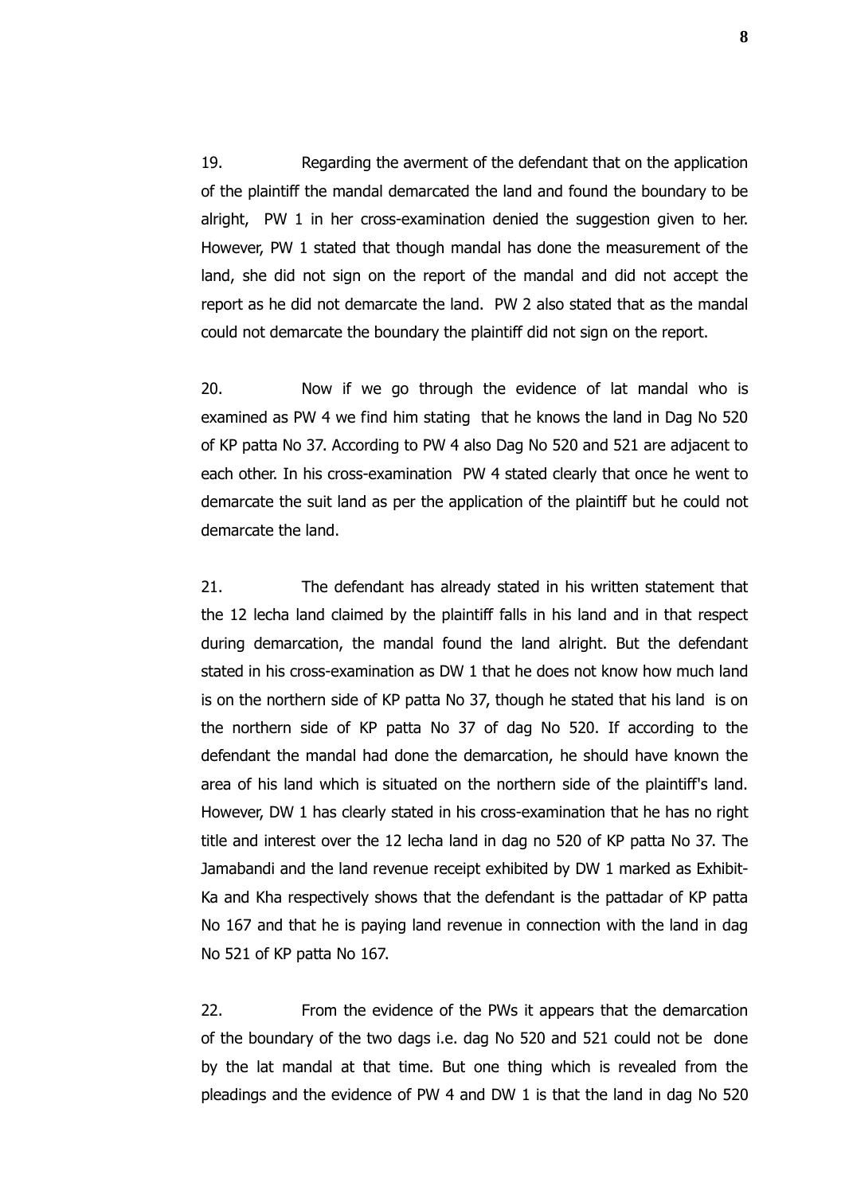19. Regarding the averment of the defendant that on the application of the plaintiff the mandal demarcated the land and found the boundary to be alright, PW 1 in her cross-examination denied the suggestion given to her. However, PW 1 stated that though mandal has done the measurement of the land, she did not sign on the report of the mandal and did not accept the report as he did not demarcate the land. PW 2 also stated that as the mandal could not demarcate the boundary the plaintiff did not sign on the report.

20. Now if we go through the evidence of lat mandal who is examined as PW 4 we find him stating that he knows the land in Dag No 520 of KP patta No 37. According to PW 4 also Dag No 520 and 521 are adjacent to each other. In his cross-examination PW 4 stated clearly that once he went to demarcate the suit land as per the application of the plaintiff but he could not demarcate the land.

21. The defendant has already stated in his written statement that the 12 lecha land claimed by the plaintiff falls in his land and in that respect during demarcation, the mandal found the land alright. But the defendant stated in his cross-examination as DW 1 that he does not know how much land is on the northern side of KP patta No 37, though he stated that his land is on the northern side of KP patta No 37 of dag No 520. If according to the defendant the mandal had done the demarcation, he should have known the area of his land which is situated on the northern side of the plaintiff's land. However, DW 1 has clearly stated in his cross-examination that he has no right title and interest over the 12 lecha land in dag no 520 of KP patta No 37. The Jamabandi and the land revenue receipt exhibited by DW 1 marked as Exhibit-Ka and Kha respectively shows that the defendant is the pattadar of KP patta No 167 and that he is paying land revenue in connection with the land in dag No 521 of KP patta No 167.

22. From the evidence of the PWs it appears that the demarcation of the boundary of the two dags i.e. dag No 520 and 521 could not be done by the lat mandal at that time. But one thing which is revealed from the pleadings and the evidence of PW 4 and DW 1 is that the land in dag No 520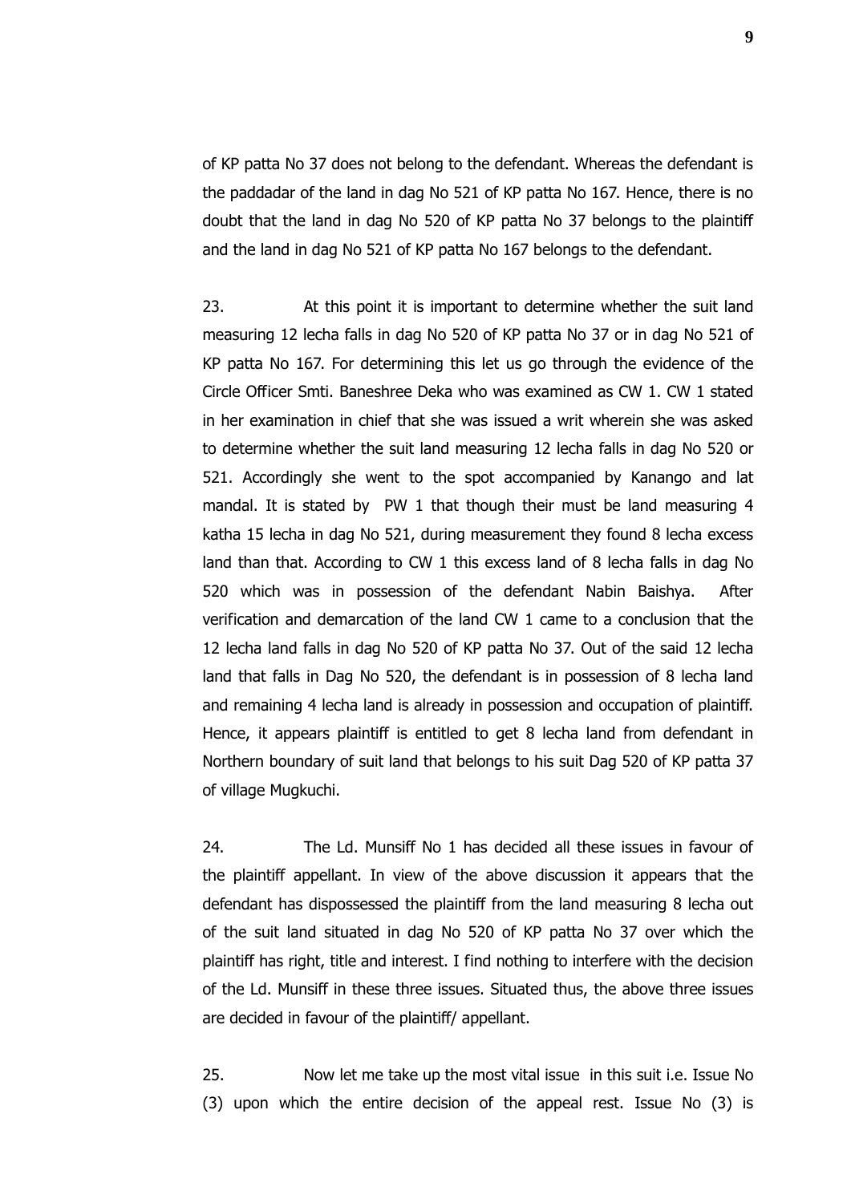of KP patta No 37 does not belong to the defendant. Whereas the defendant is the paddadar of the land in dag No 521 of KP patta No 167. Hence, there is no doubt that the land in dag No 520 of KP patta No 37 belongs to the plaintiff and the land in dag No 521 of KP patta No 167 belongs to the defendant.

23. At this point it is important to determine whether the suit land measuring 12 lecha falls in dag No 520 of KP patta No 37 or in dag No 521 of KP patta No 167. For determining this let us go through the evidence of the Circle Officer Smti. Baneshree Deka who was examined as CW 1. CW 1 stated in her examination in chief that she was issued a writ wherein she was asked to determine whether the suit land measuring 12 lecha falls in dag No 520 or 521. Accordingly she went to the spot accompanied by Kanango and lat mandal. It is stated by PW 1 that though their must be land measuring 4 katha 15 lecha in dag No 521, during measurement they found 8 lecha excess land than that. According to CW 1 this excess land of 8 lecha falls in dag No 520 which was in possession of the defendant Nabin Baishya. After verification and demarcation of the land CW 1 came to a conclusion that the 12 lecha land falls in dag No 520 of KP patta No 37. Out of the said 12 lecha land that falls in Dag No 520, the defendant is in possession of 8 lecha land and remaining 4 lecha land is already in possession and occupation of plaintiff. Hence, it appears plaintiff is entitled to get 8 lecha land from defendant in Northern boundary of suit land that belongs to his suit Dag 520 of KP patta 37 of village Mugkuchi.

24. The Ld. Munsiff No 1 has decided all these issues in favour of the plaintiff appellant. In view of the above discussion it appears that the defendant has dispossessed the plaintiff from the land measuring 8 lecha out of the suit land situated in dag No 520 of KP patta No 37 over which the plaintiff has right, title and interest. I find nothing to interfere with the decision of the Ld. Munsiff in these three issues. Situated thus, the above three issues are decided in favour of the plaintiff/ appellant.

25. Now let me take up the most vital issue in this suit i.e. Issue No (3) upon which the entire decision of the appeal rest. Issue No (3) is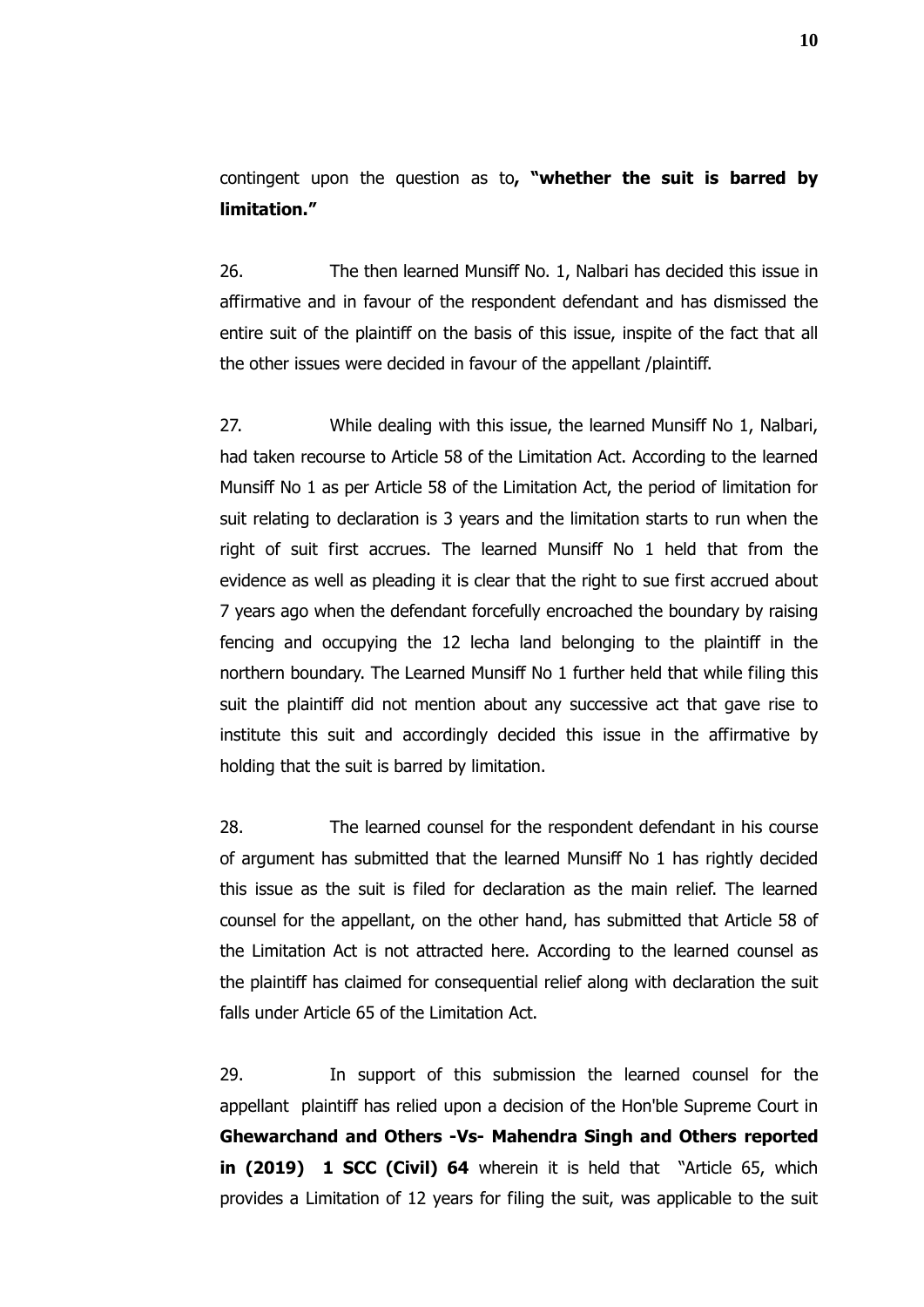contingent upon the question as to**, "whether the suit is barred by limitation."**

26. The then learned Munsiff No. 1, Nalbari has decided this issue in affirmative and in favour of the respondent defendant and has dismissed the entire suit of the plaintiff on the basis of this issue, inspite of the fact that all the other issues were decided in favour of the appellant /plaintiff.

27. While dealing with this issue, the learned Munsiff No 1, Nalbari, had taken recourse to Article 58 of the Limitation Act. According to the learned Munsiff No 1 as per Article 58 of the Limitation Act, the period of limitation for suit relating to declaration is 3 years and the limitation starts to run when the right of suit first accrues. The learned Munsiff No 1 held that from the evidence as well as pleading it is clear that the right to sue first accrued about 7 years ago when the defendant forcefully encroached the boundary by raising fencing and occupying the 12 lecha land belonging to the plaintiff in the northern boundary. The Learned Munsiff No 1 further held that while filing this suit the plaintiff did not mention about any successive act that gave rise to institute this suit and accordingly decided this issue in the affirmative by holding that the suit is barred by limitation.

28. The learned counsel for the respondent defendant in his course of argument has submitted that the learned Munsiff No 1 has rightly decided this issue as the suit is filed for declaration as the main relief. The learned counsel for the appellant, on the other hand, has submitted that Article 58 of the Limitation Act is not attracted here. According to the learned counsel as the plaintiff has claimed for consequential relief along with declaration the suit falls under Article 65 of the Limitation Act.

29. In support of this submission the learned counsel for the appellant plaintiff has relied upon a decision of the Hon'ble Supreme Court in **Ghewarchand and Others -Vs- Mahendra Singh and Others reported in (2019) 1 SCC (Civil) 64** wherein it is held that "Article 65, which provides a Limitation of 12 years for filing the suit, was applicable to the suit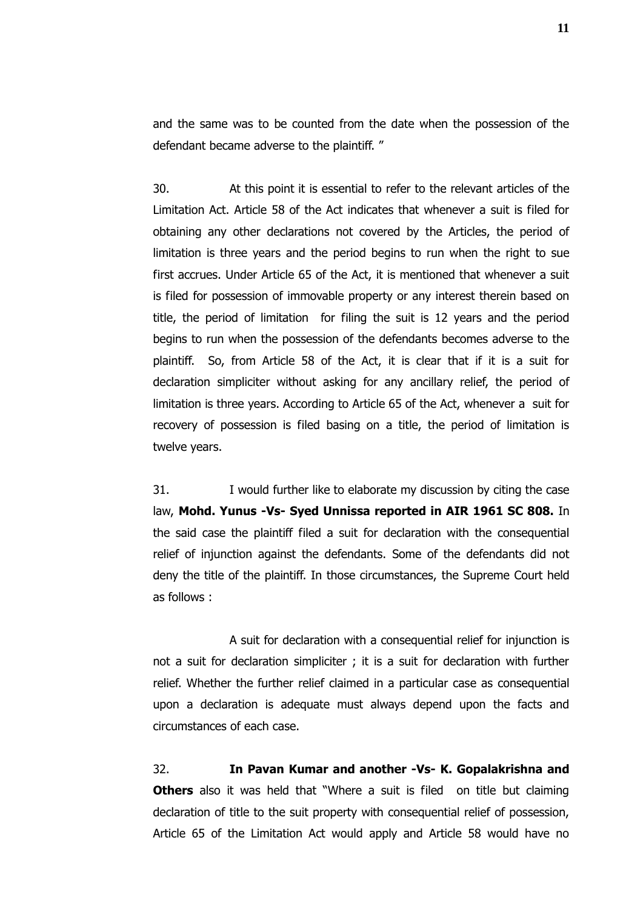and the same was to be counted from the date when the possession of the defendant became adverse to the plaintiff. "

30. At this point it is essential to refer to the relevant articles of the Limitation Act. Article 58 of the Act indicates that whenever a suit is filed for obtaining any other declarations not covered by the Articles, the period of limitation is three years and the period begins to run when the right to sue first accrues. Under Article 65 of the Act, it is mentioned that whenever a suit is filed for possession of immovable property or any interest therein based on title, the period of limitation for filing the suit is 12 years and the period begins to run when the possession of the defendants becomes adverse to the plaintiff. So, from Article 58 of the Act, it is clear that if it is a suit for declaration simpliciter without asking for any ancillary relief, the period of limitation is three years. According to Article 65 of the Act, whenever a suit for recovery of possession is filed basing on a title, the period of limitation is twelve years.

31. I would further like to elaborate my discussion by citing the case law, **Mohd. Yunus -Vs- Syed Unnissa reported in AIR 1961 SC 808.** In the said case the plaintiff filed a suit for declaration with the consequential relief of injunction against the defendants. Some of the defendants did not deny the title of the plaintiff. In those circumstances, the Supreme Court held as follows :

A suit for declaration with a consequential relief for injunction is not a suit for declaration simpliciter ; it is a suit for declaration with further relief. Whether the further relief claimed in a particular case as consequential upon a declaration is adequate must always depend upon the facts and circumstances of each case.

32. **In Pavan Kumar and another -Vs- K. Gopalakrishna and Others** also it was held that "Where a suit is filed on title but claiming declaration of title to the suit property with consequential relief of possession, Article 65 of the Limitation Act would apply and Article 58 would have no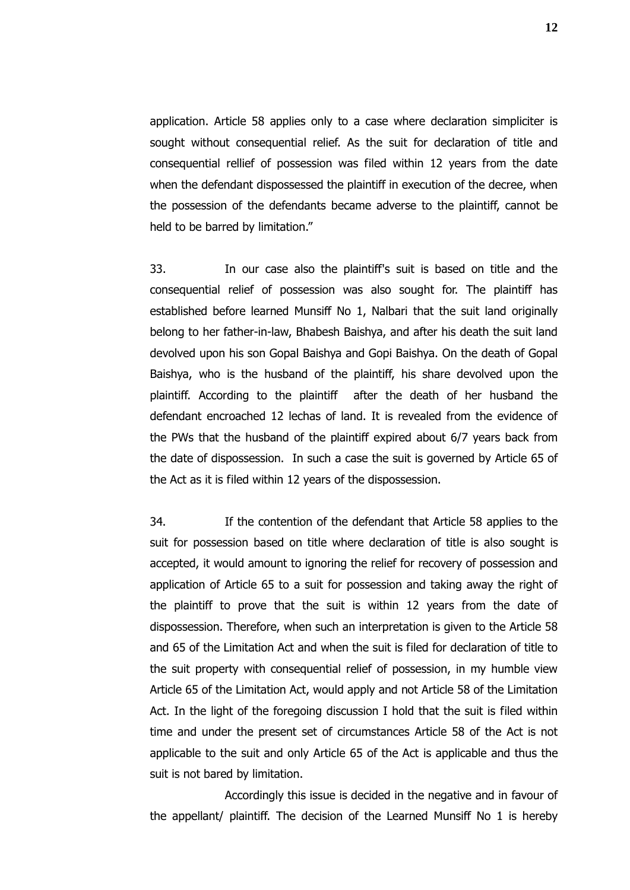application. Article 58 applies only to a case where declaration simpliciter is sought without consequential relief. As the suit for declaration of title and consequential rellief of possession was filed within 12 years from the date when the defendant dispossessed the plaintiff in execution of the decree, when the possession of the defendants became adverse to the plaintiff, cannot be held to be barred by limitation."

33. In our case also the plaintiff's suit is based on title and the consequential relief of possession was also sought for. The plaintiff has established before learned Munsiff No 1, Nalbari that the suit land originally belong to her father-in-law, Bhabesh Baishya, and after his death the suit land devolved upon his son Gopal Baishya and Gopi Baishya. On the death of Gopal Baishya, who is the husband of the plaintiff, his share devolved upon the plaintiff. According to the plaintiff after the death of her husband the defendant encroached 12 lechas of land. It is revealed from the evidence of the PWs that the husband of the plaintiff expired about 6/7 years back from the date of dispossession. In such a case the suit is governed by Article 65 of the Act as it is filed within 12 years of the dispossession.

34. If the contention of the defendant that Article 58 applies to the suit for possession based on title where declaration of title is also sought is accepted, it would amount to ignoring the relief for recovery of possession and application of Article 65 to a suit for possession and taking away the right of the plaintiff to prove that the suit is within 12 years from the date of dispossession. Therefore, when such an interpretation is given to the Article 58 and 65 of the Limitation Act and when the suit is filed for declaration of title to the suit property with consequential relief of possession, in my humble view Article 65 of the Limitation Act, would apply and not Article 58 of the Limitation Act. In the light of the foregoing discussion I hold that the suit is filed within time and under the present set of circumstances Article 58 of the Act is not applicable to the suit and only Article 65 of the Act is applicable and thus the suit is not bared by limitation.

Accordingly this issue is decided in the negative and in favour of the appellant/ plaintiff. The decision of the Learned Munsiff No 1 is hereby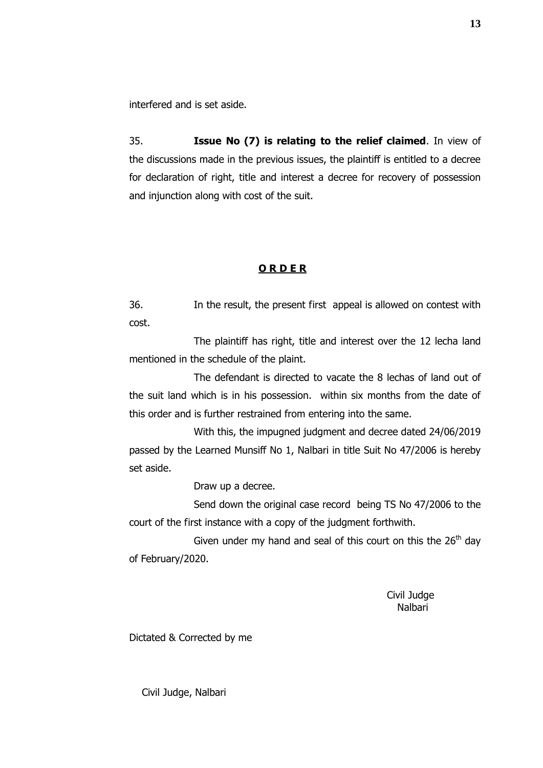interfered and is set aside.

35. **Issue No (7) is relating to the relief claimed**. In view of the discussions made in the previous issues, the plaintiff is entitled to a decree for declaration of right, title and interest a decree for recovery of possession and injunction along with cost of the suit.

## O R D E R

36. In the result, the present first appeal is allowed on contest with cost.

The plaintiff has right, title and interest over the 12 lecha land mentioned in the schedule of the plaint.

The defendant is directed to vacate the 8 lechas of land out of the suit land which is in his possession. within six months from the date of this order and is further restrained from entering into the same.

With this, the impugned judgment and decree dated 24/06/2019 passed by the Learned Munsiff No 1, Nalbari in title Suit No 47/2006 is hereby set aside.

Draw up a decree.

Send down the original case record being TS No 47/2006 to the court of the first instance with a copy of the judgment forthwith.

Given under my hand and seal of this court on this the 26th day of February/2020.

Civil Judge
Nalbari

Dictated & Corrected by me

Civil Judge, Nalbari